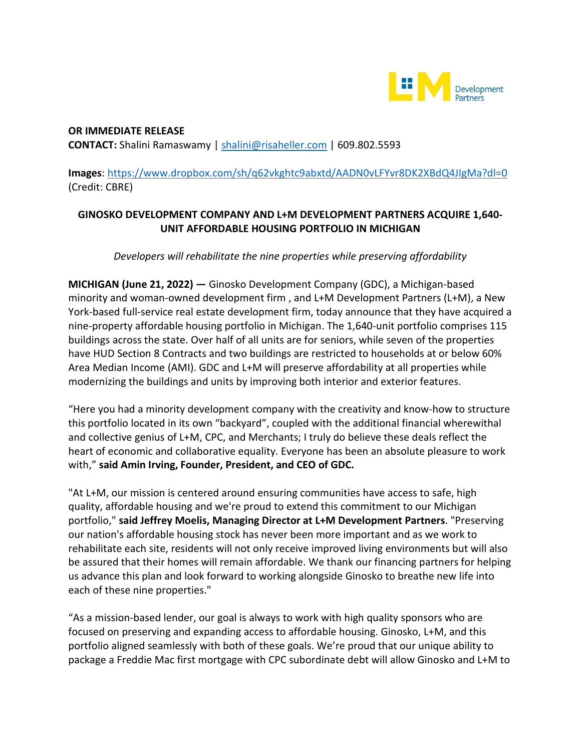**OR IMMEDIATE RELEASE**
**CONTACT:** Shalini Ramaswamy | shalini@risaheller.com | 609.802.5593

**Images**: https://www.dropbox.com/sh/q62vkghtc9abxtd/AADN0vLFYvr8DK2XBdQ4JIgMa?dl=0
(Credit: CBRE)

# GINOSKO DEVELOPMENT COMPANY AND L+M DEVELOPMENT PARTNERS ACQUIRE 1,640-UNIT AFFORDABLE HOUSING PORTFOLIO IN MICHIGAN

*Developers will rehabilitate the nine properties while preserving affordability*

**MICHIGAN (June 21, 2022) —** Ginosko Development Company (GDC), a Michigan-based minority and woman-owned development firm , and L+M Development Partners (L+M), a New York-based full-service real estate development firm, today announce that they have acquired a nine-property affordable housing portfolio in Michigan. The 1,640-unit portfolio comprises 115 buildings across the state. Over half of all units are for seniors, while seven of the properties have HUD Section 8 Contracts and two buildings are restricted to households at or below 60% Area Median Income (AMI). GDC and L+M will preserve affordability at all properties while modernizing the buildings and units by improving both interior and exterior features.

"Here you had a minority development company with the creativity and know-how to structure this portfolio located in its own "backyard", coupled with the additional financial wherewithal and collective genius of L+M, CPC, and Merchants; I truly do believe these deals reflect the heart of economic and collaborative equality. Everyone has been an absolute pleasure to work with," **said Amin Irving, Founder, President, and CEO of GDC.**

"At L+M, our mission is centered around ensuring communities have access to safe, high quality, affordable housing and we're proud to extend this commitment to our Michigan portfolio," **said Jeffrey Moelis, Managing Director at L+M Development Partners**. "Preserving our nation's affordable housing stock has never been more important and as we work to rehabilitate each site, residents will not only receive improved living environments but will also be assured that their homes will remain affordable. We thank our financing partners for helping us advance this plan and look forward to working alongside Ginosko to breathe new life into each of these nine properties."

"As a mission-based lender, our goal is always to work with high quality sponsors who are focused on preserving and expanding access to affordable housing. Ginosko, L+M, and this portfolio aligned seamlessly with both of these goals. We're proud that our unique ability to package a Freddie Mac first mortgage with CPC subordinate debt will allow Ginosko and L+M to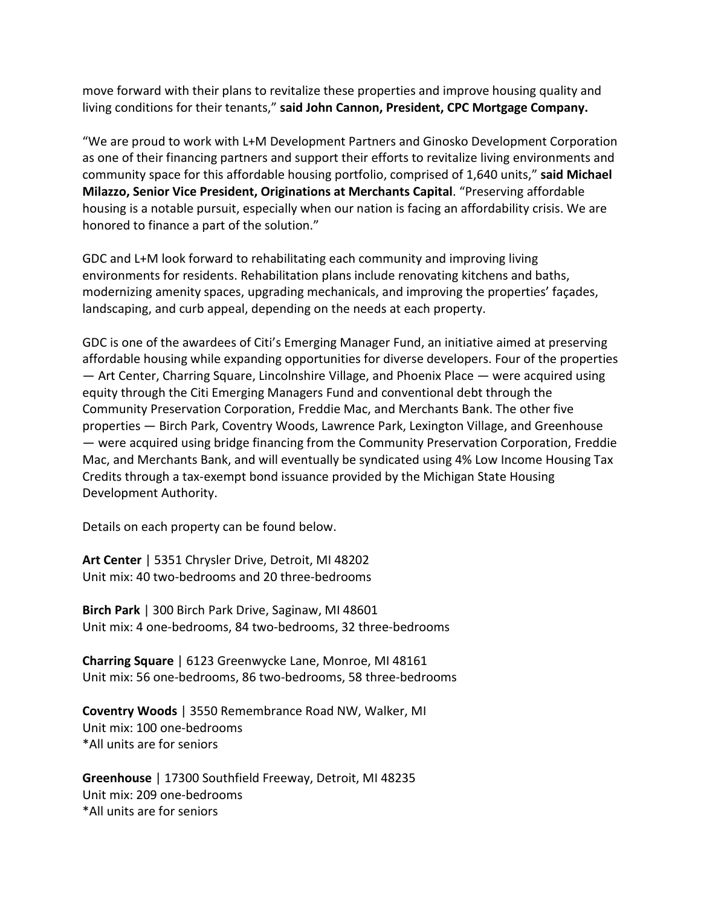move forward with their plans to revitalize these properties and improve housing quality and living conditions for their tenants," **said John Cannon, President, CPC Mortgage Company.**

"We are proud to work with L+M Development Partners and Ginosko Development Corporation as one of their financing partners and support their efforts to revitalize living environments and community space for this affordable housing portfolio, comprised of 1,640 units," **said Michael Milazzo, Senior Vice President, Originations at Merchants Capital**. "Preserving affordable housing is a notable pursuit, especially when our nation is facing an affordability crisis. We are honored to finance a part of the solution."

GDC and L+M look forward to rehabilitating each community and improving living environments for residents. Rehabilitation plans include renovating kitchens and baths, modernizing amenity spaces, upgrading mechanicals, and improving the properties' façades, landscaping, and curb appeal, depending on the needs at each property.

GDC is one of the awardees of Citi's Emerging Manager Fund, an initiative aimed at preserving affordable housing while expanding opportunities for diverse developers. Four of the properties — Art Center, Charring Square, Lincolnshire Village, and Phoenix Place — were acquired using equity through the Citi Emerging Managers Fund and conventional debt through the Community Preservation Corporation, Freddie Mac, and Merchants Bank. The other five properties — Birch Park, Coventry Woods, Lawrence Park, Lexington Village, and Greenhouse — were acquired using bridge financing from the Community Preservation Corporation, Freddie Mac, and Merchants Bank, and will eventually be syndicated using 4% Low Income Housing Tax Credits through a tax-exempt bond issuance provided by the Michigan State Housing Development Authority.

Details on each property can be found below.

**Art Center** | 5351 Chrysler Drive, Detroit, MI 48202
Unit mix: 40 two-bedrooms and 20 three-bedrooms

**Birch Park** | 300 Birch Park Drive, Saginaw, MI 48601
Unit mix: 4 one-bedrooms, 84 two-bedrooms, 32 three-bedrooms

**Charring Square** | 6123 Greenwycke Lane, Monroe, MI 48161
Unit mix: 56 one-bedrooms, 86 two-bedrooms, 58 three-bedrooms

**Coventry Woods** | 3550 Remembrance Road NW, Walker, MI
Unit mix: 100 one-bedrooms
*All units are for seniors

**Greenhouse** | 17300 Southfield Freeway, Detroit, MI 48235
Unit mix: 209 one-bedrooms
*All units are for seniors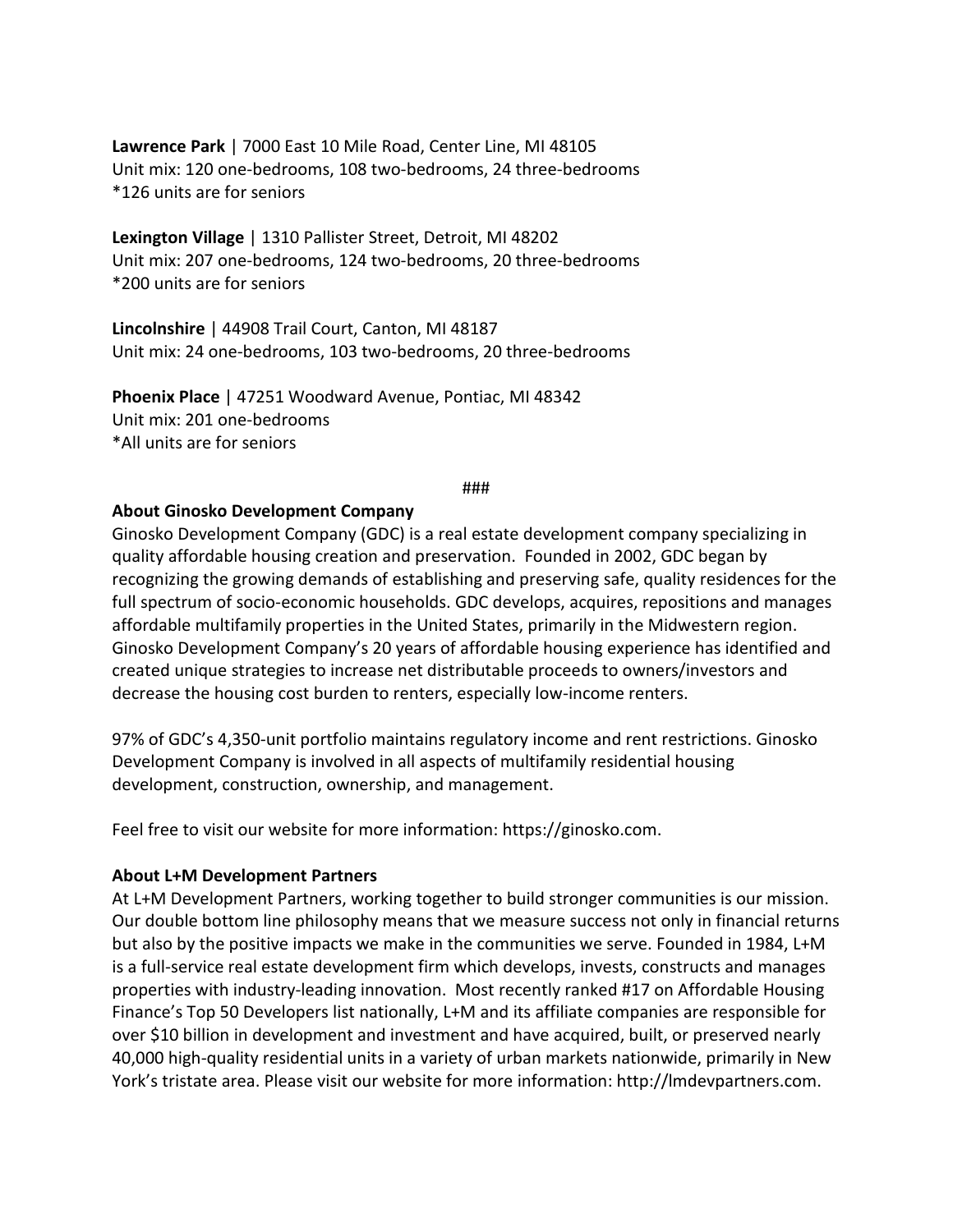**Lawrence Park** | 7000 East 10 Mile Road, Center Line, MI 48105
Unit mix: 120 one-bedrooms, 108 two-bedrooms, 24 three-bedrooms
*126 units are for seniors

**Lexington Village** | 1310 Pallister Street, Detroit, MI 48202
Unit mix: 207 one-bedrooms, 124 two-bedrooms, 20 three-bedrooms
*200 units are for seniors

**Lincolnshire** | 44908 Trail Court, Canton, MI 48187
Unit mix: 24 one-bedrooms, 103 two-bedrooms, 20 three-bedrooms

**Phoenix Place** | 47251 Woodward Avenue, Pontiac, MI 48342
Unit mix: 201 one-bedrooms
*All units are for seniors

###

**About Ginosko Development Company**
Ginosko Development Company (GDC) is a real estate development company specializing in quality affordable housing creation and preservation. Founded in 2002, GDC began by recognizing the growing demands of establishing and preserving safe, quality residences for the full spectrum of socio-economic households. GDC develops, acquires, repositions and manages affordable multifamily properties in the United States, primarily in the Midwestern region. Ginosko Development Company's 20 years of affordable housing experience has identified and created unique strategies to increase net distributable proceeds to owners/investors and decrease the housing cost burden to renters, especially low-income renters.

97% of GDC's 4,350-unit portfolio maintains regulatory income and rent restrictions. Ginosko Development Company is involved in all aspects of multifamily residential housing development, construction, ownership, and management.

Feel free to visit our website for more information: https://ginosko.com.

**About L+M Development Partners**
At L+M Development Partners, working together to build stronger communities is our mission. Our double bottom line philosophy means that we measure success not only in financial returns but also by the positive impacts we make in the communities we serve. Founded in 1984, L+M is a full-service real estate development firm which develops, invests, constructs and manages properties with industry-leading innovation. Most recently ranked #17 on Affordable Housing Finance's Top 50 Developers list nationally, L+M and its affiliate companies are responsible for over $10 billion in development and investment and have acquired, built, or preserved nearly 40,000 high-quality residential units in a variety of urban markets nationwide, primarily in New York's tristate area. Please visit our website for more information: http://lmdevpartners.com.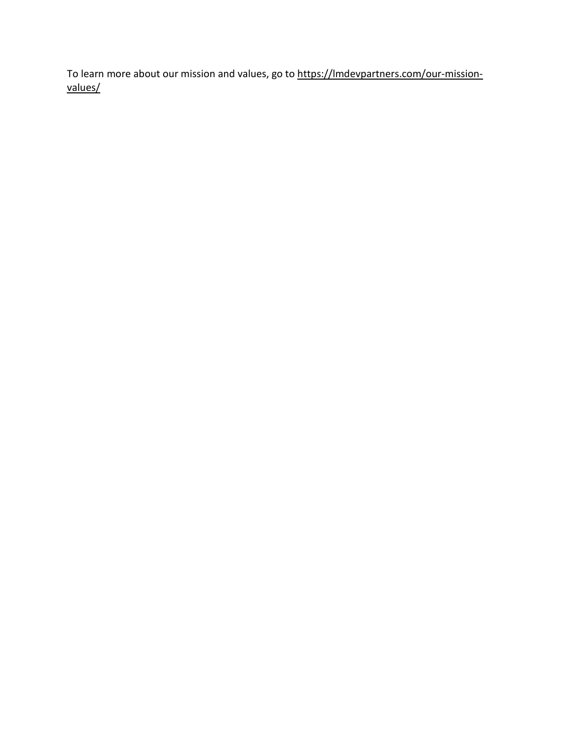To learn more about our mission and values, go to https://lmdevpartners.com/our-mission-values/